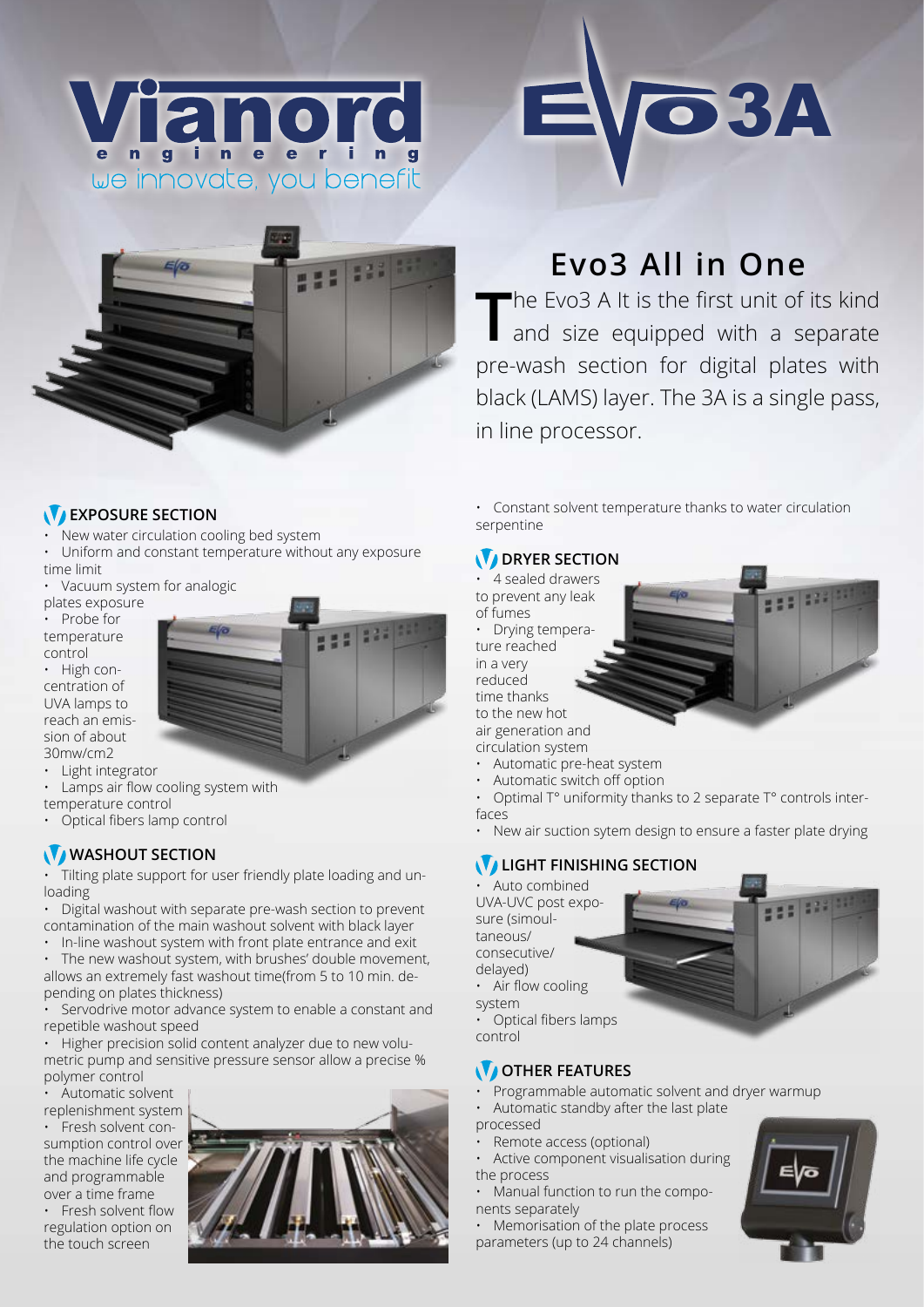# Vianord engineering

we innovate, you benefit

# EVO3A

## Evo3 All in One

The Evo3 A It is the first unit of its kind and size equipped with a separate pre-wash section for digital plates with black (LAMS) layer. The 3A is a single pass, in line processor.

### EXPOSURE SECTION

- New water circulation cooling bed system
- Uniform and constant temperature without any exposure time limit
- Vacuum system for analogic plates exposure
- Probe for temperature control
- High concentration of UVA lamps to reach an emission of about 30mw/cm2
- Light integrator
- Lamps air flow cooling system with temperature control
- Optical fibers lamp control

### WASHOUT SECTION

- Tilting plate support for user friendly plate loading and unloading
- Digital washout with separate pre-wash section to prevent contamination of the main washout solvent with black layer
- In-line washout system with front plate entrance and exit
- The new washout system, with brushes' double movement, allows an extremely fast washout time(from 5 to 10 min. depending on plates thickness)
- Servodrive motor advance system to enable a constant and repetible washout speed
- Higher precision solid content analyzer due to new volumetric pump and sensitive pressure sensor allow a precise % polymer control
- Automatic solvent replenishment system
- Fresh solvent consumption control over the machine life cycle and programmable over a time frame
- Fresh solvent flow regulation option on the touch screen
- Constant solvent temperature thanks to water circulation serpentine

### DRYER SECTION

- 4 sealed drawers to prevent any leak of fumes
- Drying temperature reached in a very reduced time thanks to the new hot air generation and circulation system
- Automatic pre-heat system
- Automatic switch off option
- Optimal T° uniformity thanks to 2 separate T° controls interfaces
- New air suction sytem design to ensure a faster plate drying

### LIGHT FINISHING SECTION

- Auto combined UVA-UVC post exposure (simoultaneous/ consecutive/ delayed)
- Air flow cooling system
- Optical fibers lamps control

### OTHER FEATURES

- Programmable automatic solvent and dryer warmup
- Automatic standby after the last plate processed
- Remote access (optional)
- Active component visualisation during the process
- Manual function to run the components separately
- Memorisation of the plate process parameters (up to 24 channels)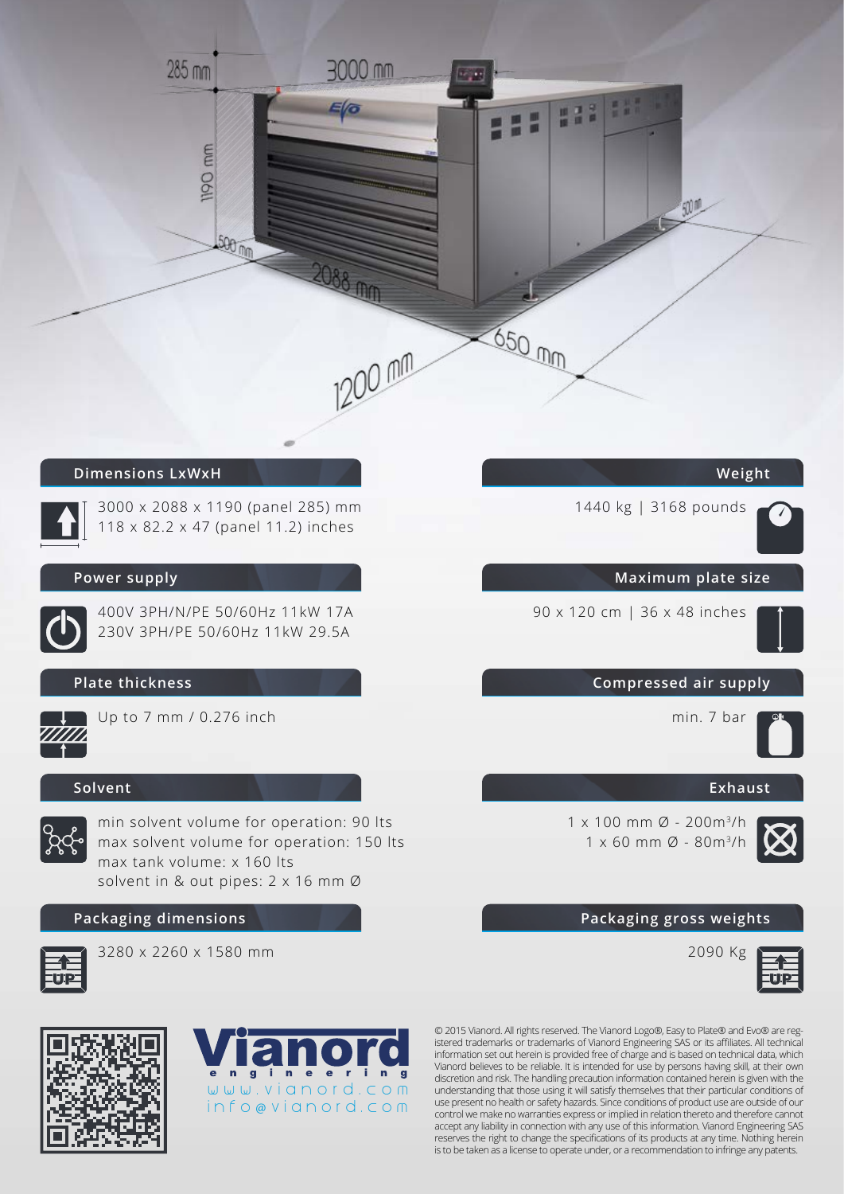285 mm
3000 mm
1190 mm
500 mm
2088 mm
1200 mm
650 mm
500 mm

## Dimensions LxWxH

3000 x 2088 x 1190 (panel 285) mm
118 x 82.2 x 47 (panel 11.2) inches

## Weight

1440 kg | 3168 pounds

## Power supply

400V 3PH/N/PE 50/60Hz 11kW 17A
230V 3PH/PE 50/60Hz 11kW 29.5A

## Maximum plate size

90 x 120 cm | 36 x 48 inches

## Plate thickness

Up to 7 mm / 0.276 inch

## Compressed air supply

min. 7 bar

## Solvent

min solvent volume for operation: 90 lts
max solvent volume for operation: 150 lts
max tank volume: x 160 lts
solvent in & out pipes: 2 x 16 mm Ø

## Exhaust

1 x 100 mm Ø - 200m³/h
1 x 60 mm Ø - 80m³/h

## Packaging dimensions

3280 x 2260 x 1580 mm

## Packaging gross weights

2090 Kg

Vianord engineering
www.vianord.com
info@vianord.com

© 2015 Vianord. All rights reserved. The Vianord Logo®, Easy to Plate® and Evo® are registered trademarks or trademarks of Vianord Engineering SAS or its affiliates. All technical information set out herein is provided free of charge and is based on technical data, which Vianord believes to be reliable. It is intended for use by persons having skill, at their own discretion and risk. The handling precaution information contained herein is given with the understanding that those using it will satisfy themselves that their particular conditions of use present no health or safety hazards. Since conditions of product use are outside of our control we make no warranties express or implied in relation thereto and therefore cannot accept any liability in connection with any use of this information. Vianord Engineering SAS reserves the right to change the specifications of its products at any time. Nothing herein is to be taken as a license to operate under, or a recommendation to infringe any patents.